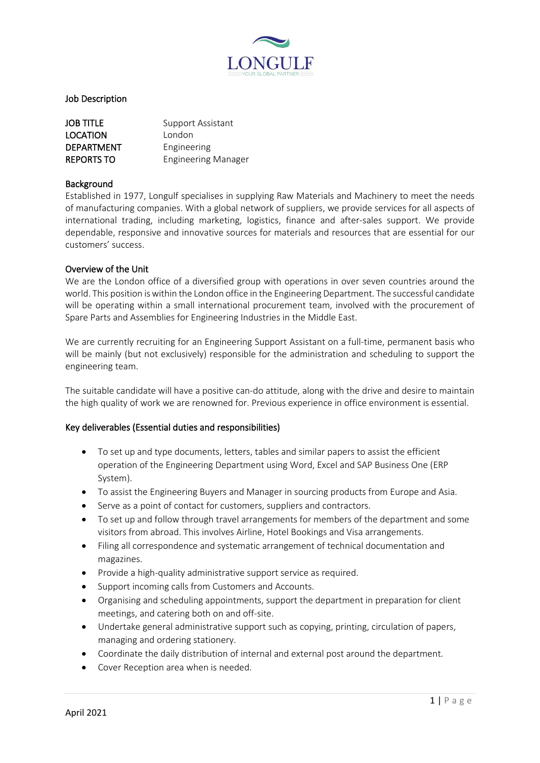LONGULF

YOUR GLOBAL PARTNER

# Job Description

| | |
|---|---|
| **JOB TITLE** | Support Assistant |
| **LOCATION** | London |
| **DEPARTMENT** | Engineering |
| **REPORTS TO** | Engineering Manager |

## Background

Established in 1977, Longulf specialises in supplying Raw Materials and Machinery to meet the needs of manufacturing companies. With a global network of suppliers, we provide services for all aspects of international trading, including marketing, logistics, finance and after-sales support. We provide dependable, responsive and innovative sources for materials and resources that are essential for our customers' success.

## Overview of the Unit

We are the London office of a diversified group with operations in over seven countries around the world. This position is within the London office in the Engineering Department. The successful candidate will be operating within a small international procurement team, involved with the procurement of Spare Parts and Assemblies for Engineering Industries in the Middle East.

We are currently recruiting for an Engineering Support Assistant on a full-time, permanent basis who will be mainly (but not exclusively) responsible for the administration and scheduling to support the engineering team.

The suitable candidate will have a positive can-do attitude, along with the drive and desire to maintain the high quality of work we are renowned for. Previous experience in office environment is essential.

## Key deliverables (Essential duties and responsibilities)

- To set up and type documents, letters, tables and similar papers to assist the efficient operation of the Engineering Department using Word, Excel and SAP Business One (ERP System).
- To assist the Engineering Buyers and Manager in sourcing products from Europe and Asia.
- Serve as a point of contact for customers, suppliers and contractors.
- To set up and follow through travel arrangements for members of the department and some visitors from abroad. This involves Airline, Hotel Bookings and Visa arrangements.
- Filing all correspondence and systematic arrangement of technical documentation and magazines.
- Provide a high-quality administrative support service as required.
- Support incoming calls from Customers and Accounts.
- Organising and scheduling appointments, support the department in preparation for client meetings, and catering both on and off-site.
- Undertake general administrative support such as copying, printing, circulation of papers, managing and ordering stationery.
- Coordinate the daily distribution of internal and external post around the department.
- Cover Reception area when is needed.

April 2021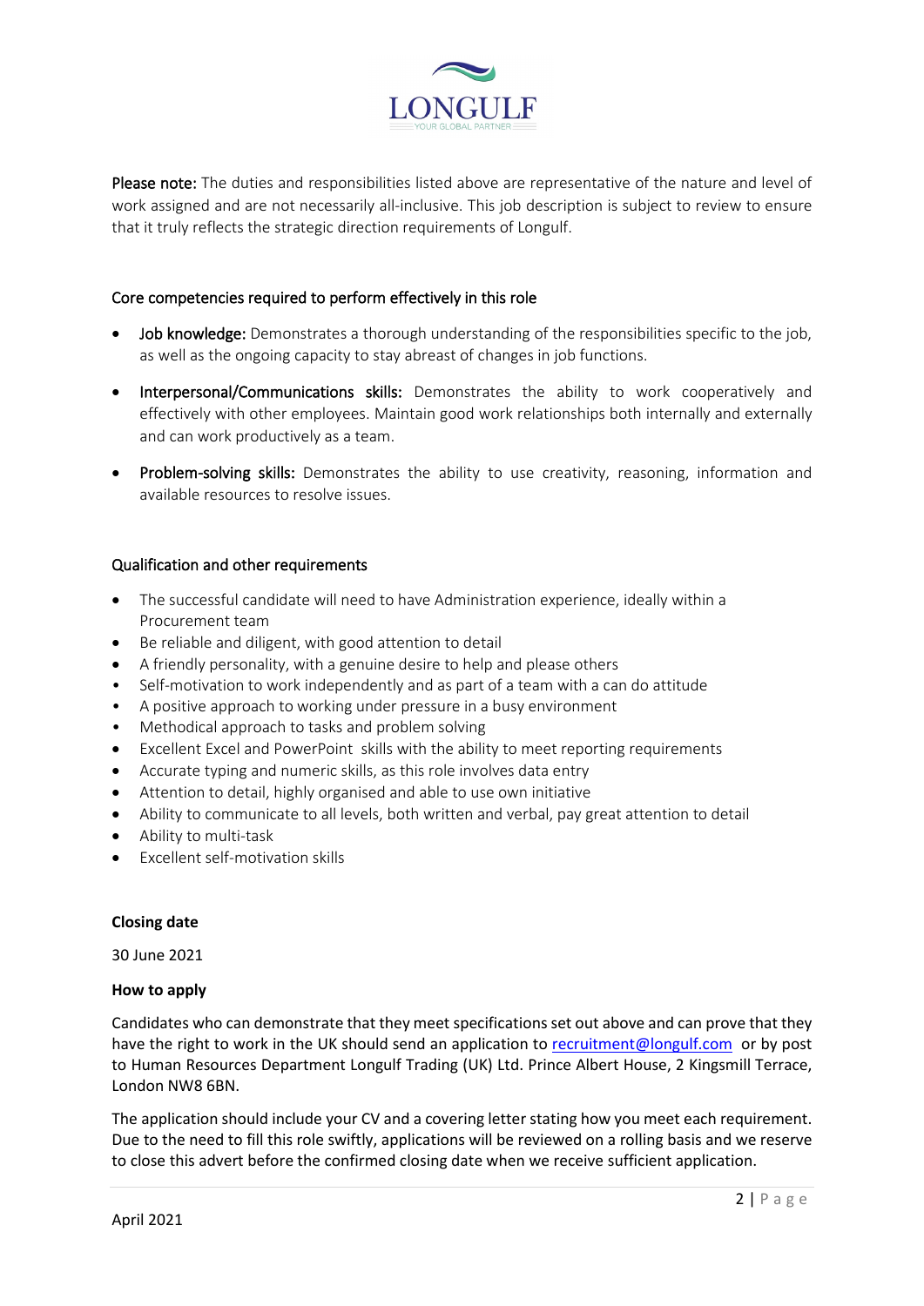**Please note:** The duties and responsibilities listed above are representative of the nature and level of work assigned and are not necessarily all-inclusive. This job description is subject to review to ensure that it truly reflects the strategic direction requirements of Longulf.

## Core competencies required to perform effectively in this role

- **Job knowledge:** Demonstrates a thorough understanding of the responsibilities specific to the job, as well as the ongoing capacity to stay abreast of changes in job functions.
- **Interpersonal/Communications skills:** Demonstrates the ability to work cooperatively and effectively with other employees. Maintain good work relationships both internally and externally and can work productively as a team.
- **Problem-solving skills:** Demonstrates the ability to use creativity, reasoning, information and available resources to resolve issues.

## Qualification and other requirements

- The successful candidate will need to have Administration experience, ideally within a Procurement team
- Be reliable and diligent, with good attention to detail
- A friendly personality, with a genuine desire to help and please others
- Self-motivation to work independently and as part of a team with a can do attitude
- A positive approach to working under pressure in a busy environment
- Methodical approach to tasks and problem solving
- Excellent Excel and PowerPoint skills with the ability to meet reporting requirements
- Accurate typing and numeric skills, as this role involves data entry
- Attention to detail, highly organised and able to use own initiative
- Ability to communicate to all levels, both written and verbal, pay great attention to detail
- Ability to multi-task
- Excellent self-motivation skills

**Closing date**

30 June 2021

**How to apply**

Candidates who can demonstrate that they meet specifications set out above and can prove that they have the right to work in the UK should send an application to recruitment@longulf.com or by post to Human Resources Department Longulf Trading (UK) Ltd. Prince Albert House, 2 Kingsmill Terrace, London NW8 6BN.

The application should include your CV and a covering letter stating how you meet each requirement. Due to the need to fill this role swiftly, applications will be reviewed on a rolling basis and we reserve to close this advert before the confirmed closing date when we receive sufficient application.

April 2021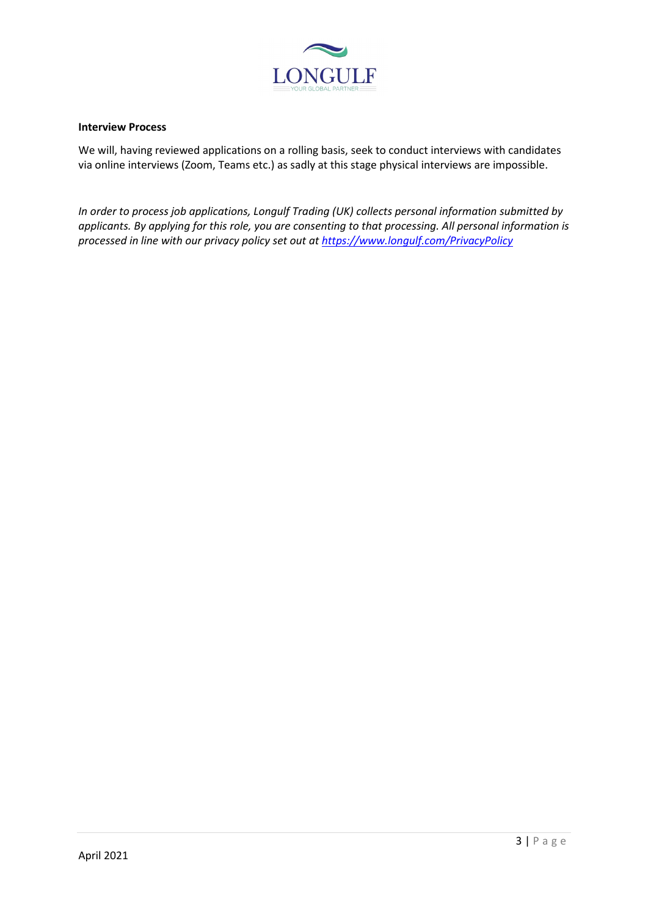**Interview Process**

We will, having reviewed applications on a rolling basis, seek to conduct interviews with candidates via online interviews (Zoom, Teams etc.) as sadly at this stage physical interviews are impossible.

*In order to process job applications, Longulf Trading (UK) collects personal information submitted by applicants. By applying for this role, you are consenting to that processing. All personal information is processed in line with our privacy policy set out at [https://www.longulf.com/PrivacyPolicy](https://www.longulf.com/PrivacyPolicy)*